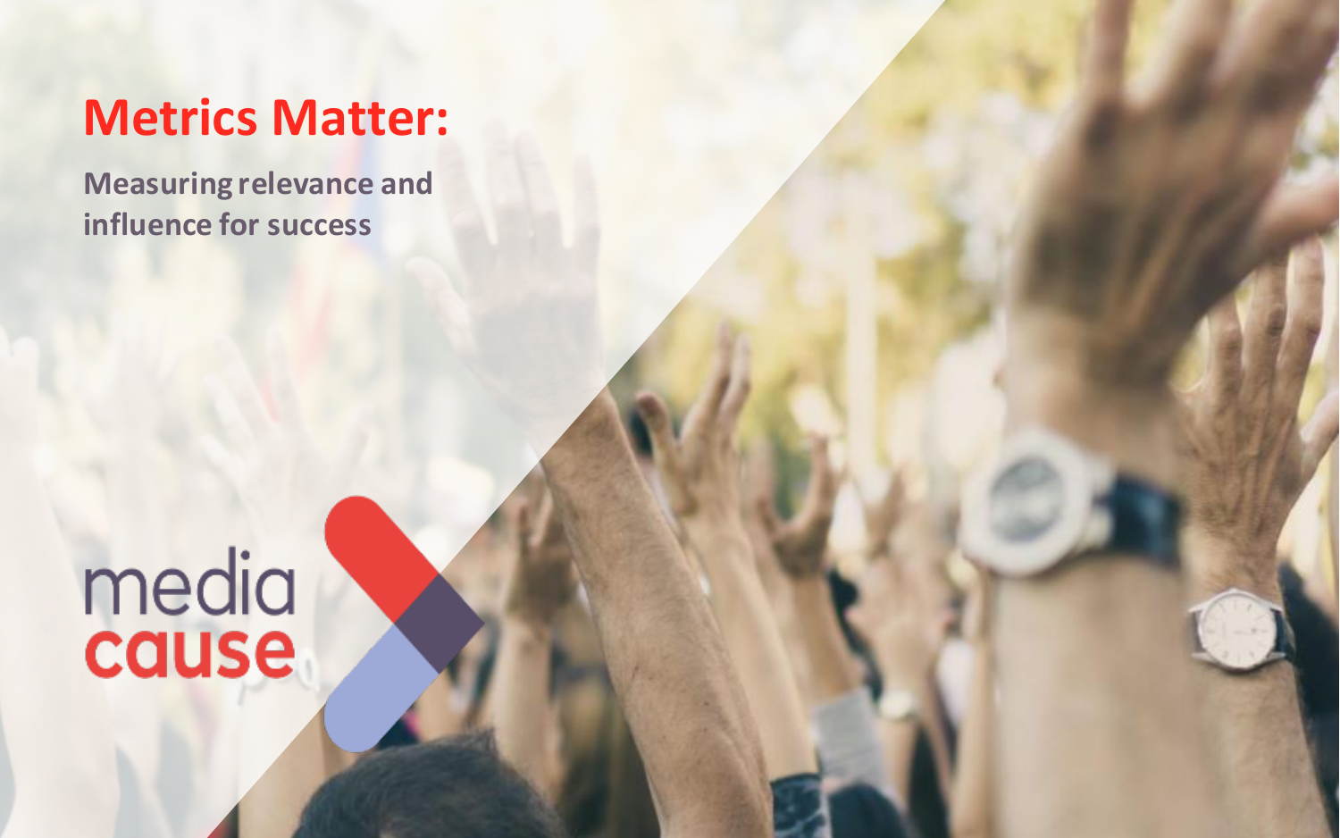# Metrics Matter:

**Measuring relevance and influence for success**

media cause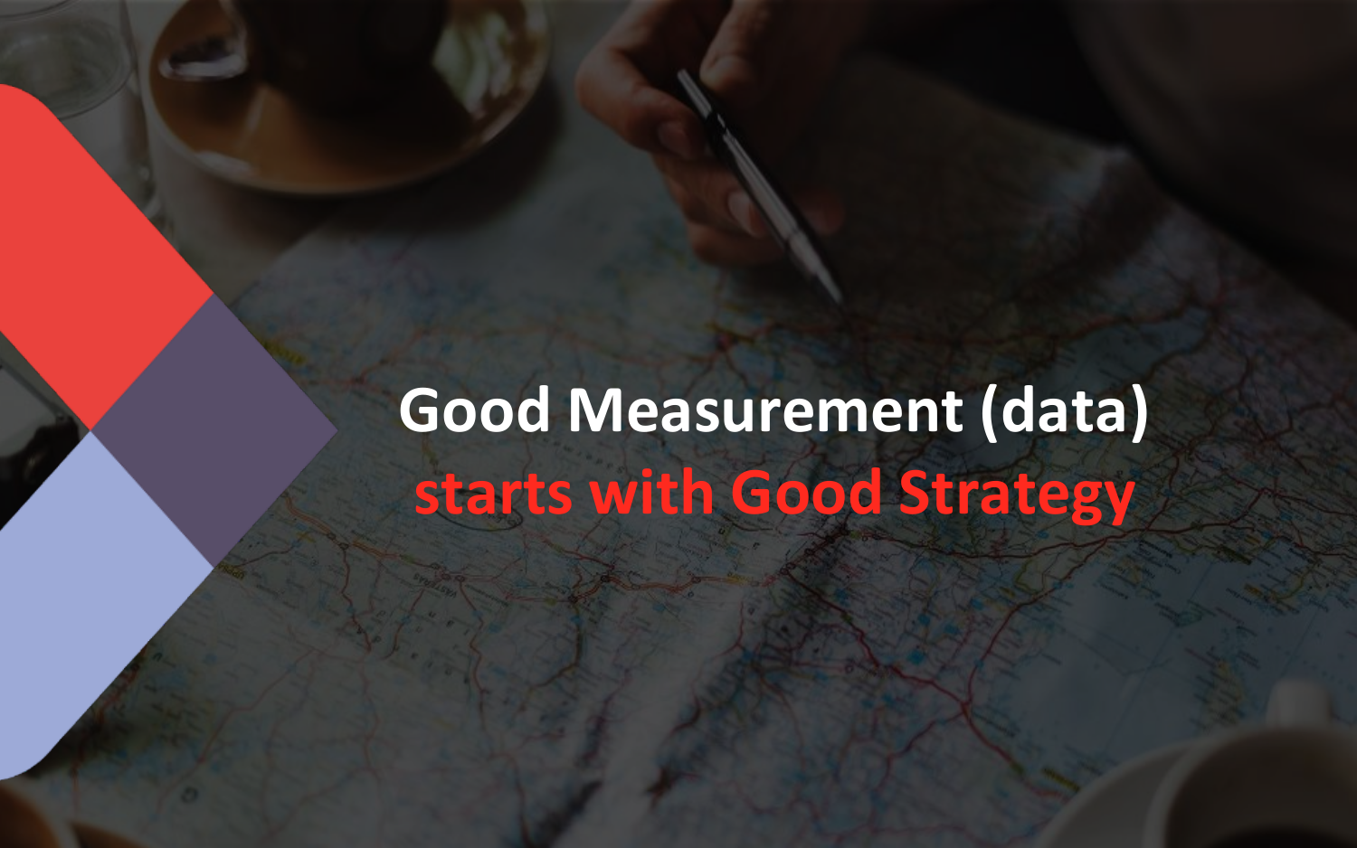# Good Measurement (data) starts with Good Strategy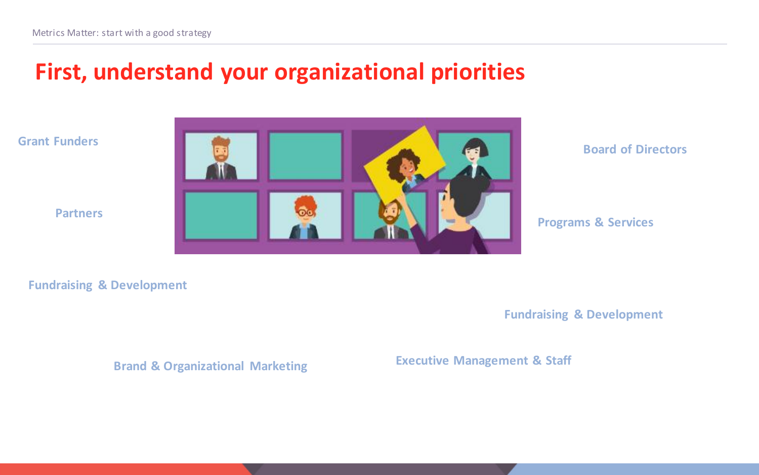# First, understand your organizational priorities

Grant Funders

Board of Directors

Partners

Programs & Services

Fundraising & Development

Fundraising & Development

Brand & Organizational Marketing

Executive Management & Staff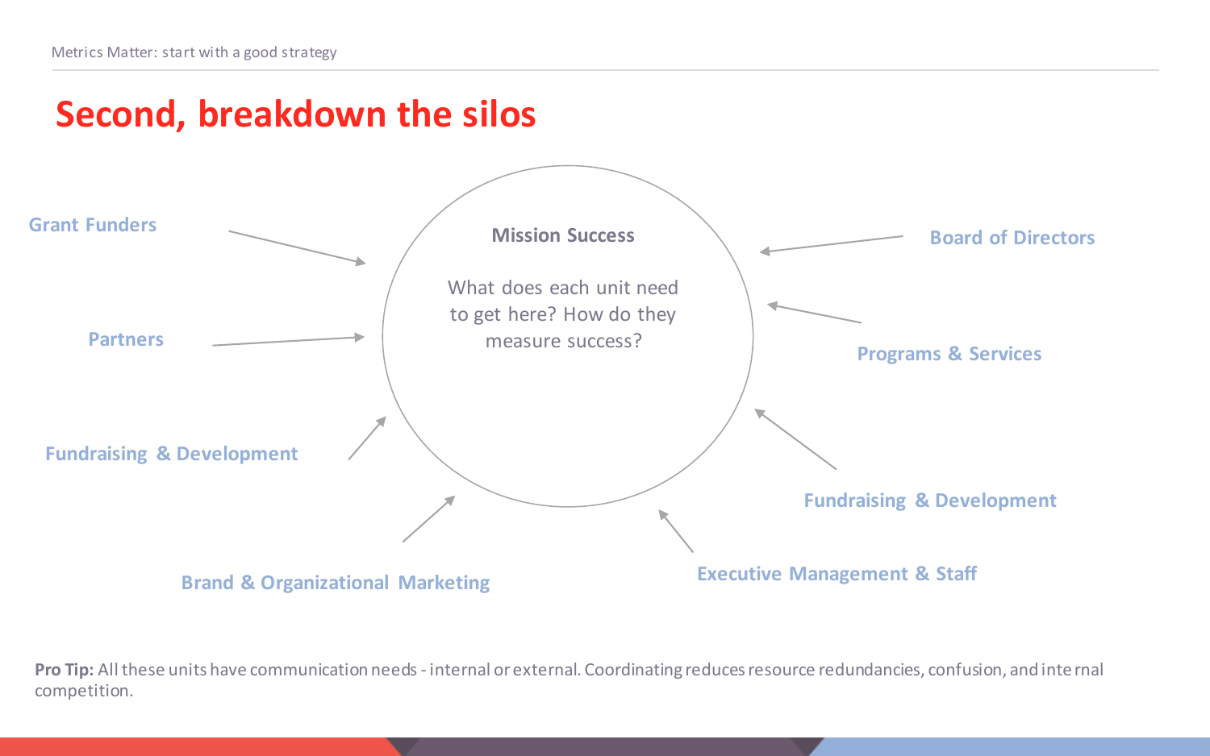# Second, breakdown the silos

**Mission Success**

What does each unit need to get here? How do they measure success?

- Grant Funders
- Partners
- Fundraising & Development
- Brand & Organizational Marketing
- Board of Directors
- Programs & Services
- Fundraising & Development
- Executive Management & Staff

**Pro Tip:** All these units have communication needs - internal or external. Coordinating reduces resource redundancies, confusion, and internal competition.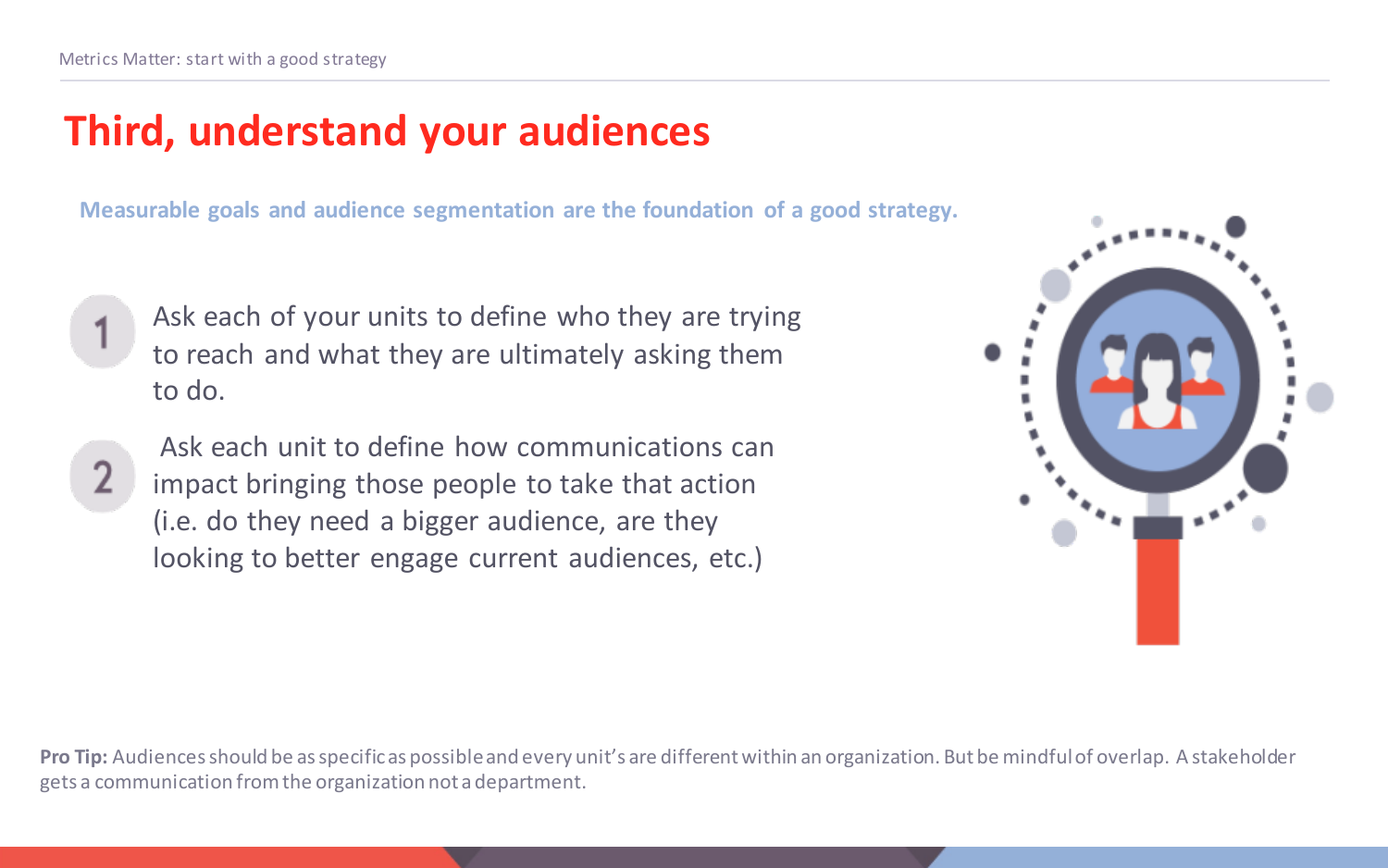# Third, understand your audiences

**Measurable goals and audience segmentation are the foundation of a good strategy.**

1. Ask each of your units to define who they are trying to reach and what they are ultimately asking them to do.
2. Ask each unit to define how communications can impact bringing those people to take that action (i.e. do they need a bigger audience, are they looking to better engage current audiences, etc.)

**Pro Tip:** Audiences should be as specific as possible and every unit's are different within an organization. But be mindful of overlap. A stakeholder gets a communication from the organization not a department.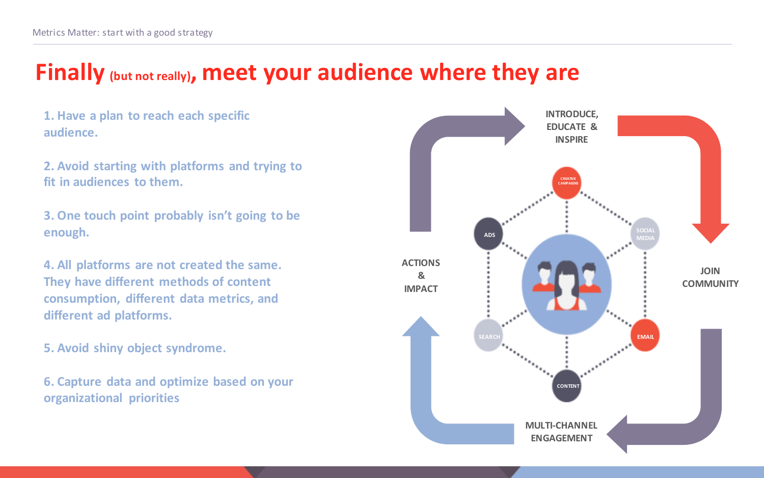# Finally (but not really), meet your audience where they are

1. Have a plan to reach each specific audience.

2. Avoid starting with platforms and trying to fit in audiences to them.

3. One touch point probably isn't going to be enough.

4. All platforms are not created the same. They have different methods of content consumption, different data metrics, and different ad platforms.

5. Avoid shiny object syndrome.

6. Capture data and optimize based on your organizational priorities

INTRODUCE, EDUCATE & INSPIRE

JOIN COMMUNITY

MULTI-CHANNEL ENGAGEMENT

ACTIONS & IMPACT

CREATIVE CAMPAIGNS

SOCIAL MEDIA

EMAIL

CONTENT

SEARCH

ADS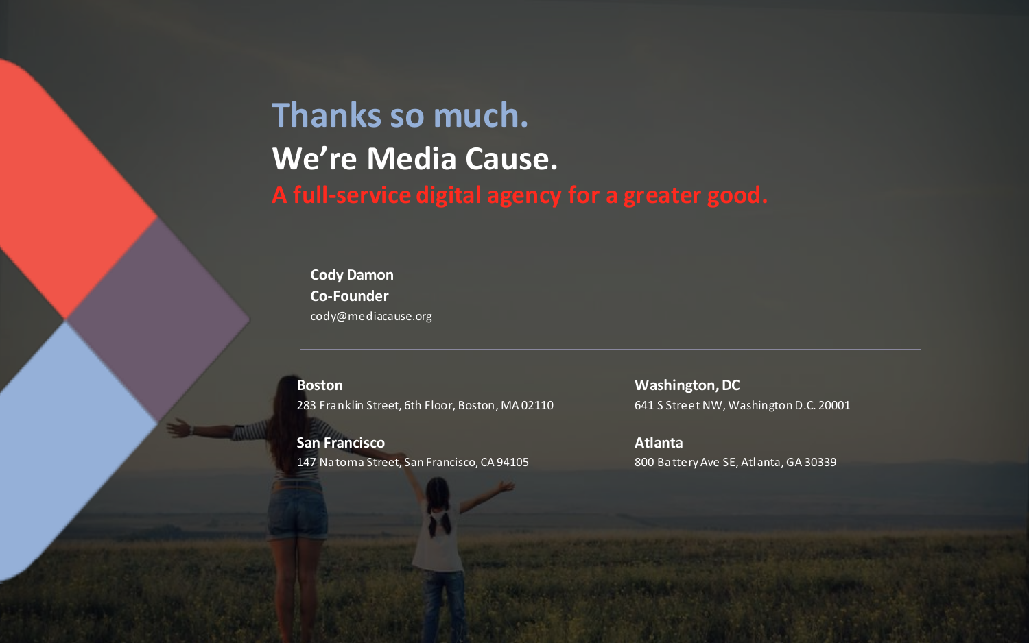# Thanks so much.

## We're Media Cause.

### A full-service digital agency for a greater good.

**Cody Damon**
**Co-Founder**
cody@mediacause.org

---

**Boston**
283 Franklin Street, 6th Floor, Boston, MA 02110

**San Francisco**
147 Natoma Street, San Francisco, CA 94105

**Washington, DC**
641 S Street NW, Washington D.C. 20001

**Atlanta**
800 Battery Ave SE, Atlanta, GA 30339